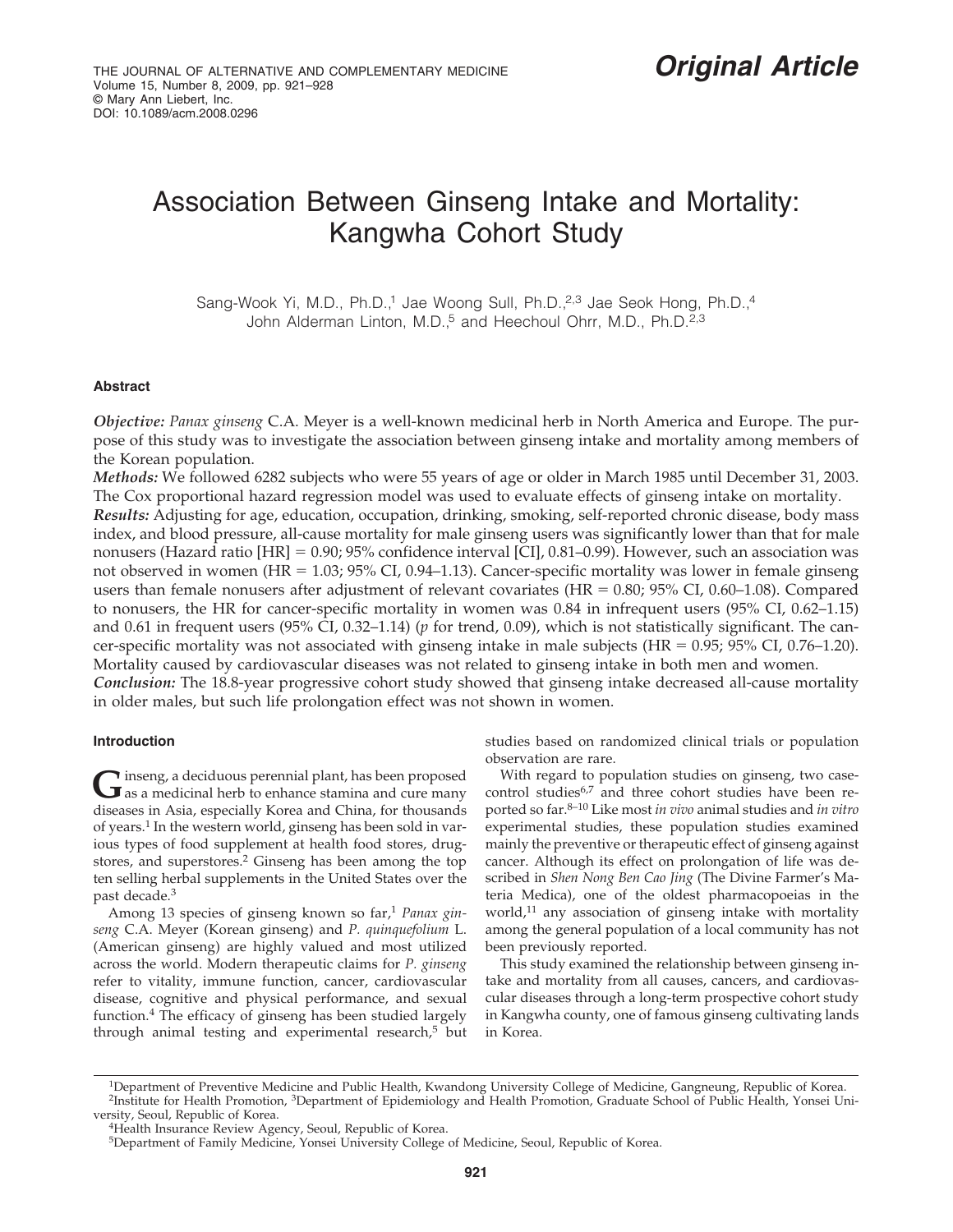Original Article

# Association Between Ginseng Intake and Mortality: Kangwha Cohort Study

Sang-Wook Yi, M.D., Ph.D.,[1] Jae Woong Sull, Ph.D.,[2,3] Jae Seok Hong, Ph.D.,[4] John Alderman Linton, M.D.,[5] and Heechoul Ohrr, M.D., Ph.D.[2,3]

## Abstract

***Objective:*** *Panax ginseng* C.A. Meyer is a well-known medicinal herb in North America and Europe. The purpose of this study was to investigate the association between ginseng intake and mortality among members of the Korean population.

***Methods:*** We followed 6282 subjects who were 55 years of age or older in March 1985 until December 31, 2003. The Cox proportional hazard regression model was used to evaluate effects of ginseng intake on mortality.

***Results:*** Adjusting for age, education, occupation, drinking, smoking, self-reported chronic disease, body mass index, and blood pressure, all-cause mortality for male ginseng users was significantly lower than that for male nonusers (Hazard ratio [HR] = 0.90; 95% confidence interval [CI], 0.81–0.99). However, such an association was not observed in women (HR = 1.03; 95% CI, 0.94–1.13). Cancer-specific mortality was lower in female ginseng users than female nonusers after adjustment of relevant covariates (HR = 0.80; 95% CI, 0.60–1.08). Compared to nonusers, the HR for cancer-specific mortality in women was 0.84 in infrequent users (95% CI, 0.62–1.15) and 0.61 in frequent users (95% CI, 0.32–1.14) (*p* for trend, 0.09), which is not statistically significant. The cancer-specific mortality was not associated with ginseng intake in male subjects (HR = 0.95; 95% CI, 0.76–1.20). Mortality caused by cardiovascular diseases was not related to ginseng intake in both men and women.

***Conclusion:*** The 18.8-year progressive cohort study showed that ginseng intake decreased all-cause mortality in older males, but such life prolongation effect was not shown in women.

## Introduction

Ginseng, a deciduous perennial plant, has been proposed as a medicinal herb to enhance stamina and cure many diseases in Asia, especially Korea and China, for thousands of years.[1] In the western world, ginseng has been sold in various types of food supplement at health food stores, drugstores, and superstores.[2] Ginseng has been among the top ten selling herbal supplements in the United States over the past decade.[3]

Among 13 species of ginseng known so far,[1] *Panax ginseng* C.A. Meyer (Korean ginseng) and *P. quinquefolium* L. (American ginseng) are highly valued and most utilized across the world. Modern therapeutic claims for *P. ginseng* refer to vitality, immune function, cancer, cardiovascular disease, cognitive and physical performance, and sexual function.[4] The efficacy of ginseng has been studied largely through animal testing and experimental research,[5] but studies based on randomized clinical trials or population observation are rare.

With regard to population studies on ginseng, two case-control studies[6,7] and three cohort studies have been reported so far.[8–10] Like most *in vivo* animal studies and *in vitro* experimental studies, these population studies examined mainly the preventive or therapeutic effect of ginseng against cancer. Although its effect on prolongation of life was described in *Shen Nong Ben Cao Jing* (The Divine Farmer's Materia Medica), one of the oldest pharmacopoeias in the world,[11] any association of ginseng intake with mortality among the general population of a local community has not been previously reported.

This study examined the relationship between ginseng intake and mortality from all causes, cancers, and cardiovascular diseases through a long-term prospective cohort study in Kangwha county, one of famous ginseng cultivating lands in Korea.

---

[1]Department of Preventive Medicine and Public Health, Kwandong University College of Medicine, Gangneung, Republic of Korea.
[2]Institute for Health Promotion, [3]Department of Epidemiology and Health Promotion, Graduate School of Public Health, Yonsei University, Seoul, Republic of Korea.
[4]Health Insurance Review Agency, Seoul, Republic of Korea.
[5]Department of Family Medicine, Yonsei University College of Medicine, Seoul, Republic of Korea.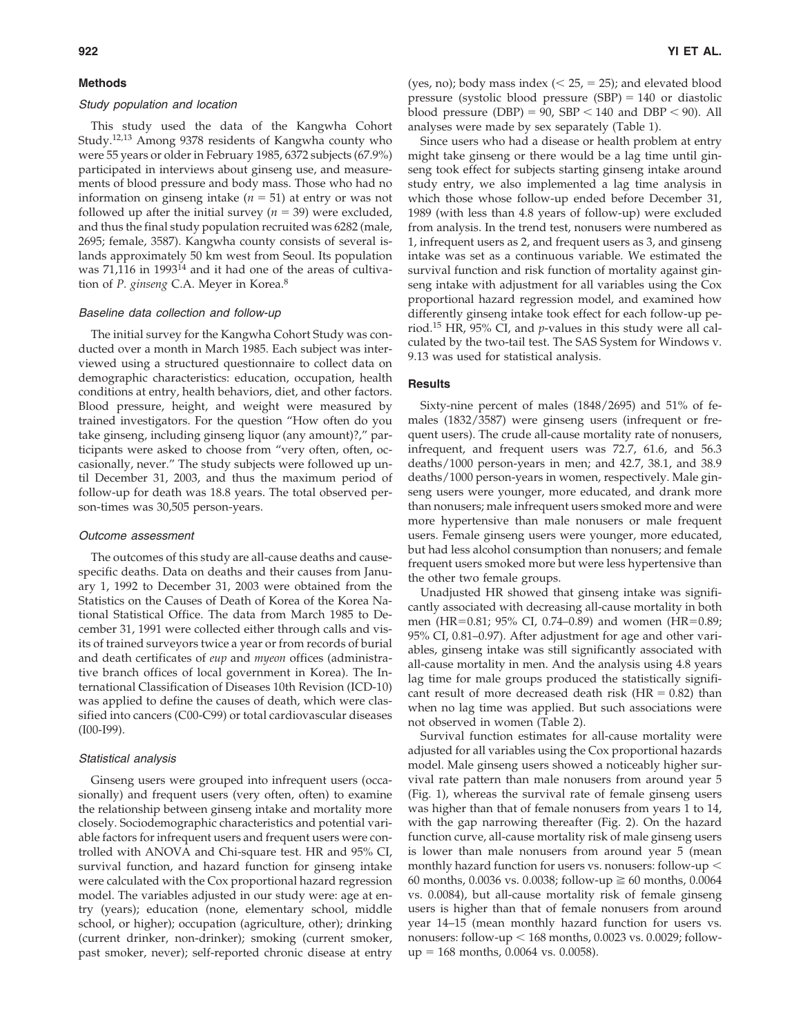## Methods

### Study population and location

This study used the data of the Kangwha Cohort Study.[12,13] Among 9378 residents of Kangwha county who were 55 years or older in February 1985, 6372 subjects (67.9%) participated in interviews about ginseng use, and measurements of blood pressure and body mass. Those who had no information on ginseng intake ($n = 51$) at entry or was not followed up after the initial survey ($n = 39$) were excluded, and thus the final study population recruited was 6282 (male, 2695; female, 3587). Kangwha county consists of several islands approximately 50 km west from Seoul. Its population was 71,116 in 1993[14] and it had one of the areas of cultivation of *P. ginseng* C.A. Meyer in Korea.[8]

### Baseline data collection and follow-up

The initial survey for the Kangwha Cohort Study was conducted over a month in March 1985. Each subject was interviewed using a structured questionnaire to collect data on demographic characteristics: education, occupation, health conditions at entry, health behaviors, diet, and other factors. Blood pressure, height, and weight were measured by trained investigators. For the question "How often do you take ginseng, including ginseng liquor (any amount)?," participants were asked to choose from "very often, often, occasionally, never." The study subjects were followed up until December 31, 2003, and thus the maximum period of follow-up for death was 18.8 years. The total observed person-times was 30,505 person-years.

### Outcome assessment

The outcomes of this study are all-cause deaths and cause-specific deaths. Data on deaths and their causes from January 1, 1992 to December 31, 2003 were obtained from the Statistics on the Causes of Death of Korea of the Korea National Statistical Office. The data from March 1985 to December 31, 1991 were collected either through calls and visits of trained surveyors twice a year or from records of burial and death certificates of *eup* and *myeon* offices (administrative branch offices of local government in Korea). The International Classification of Diseases 10th Revision (ICD-10) was applied to define the causes of death, which were classified into cancers (C00-C99) or total cardiovascular diseases (I00-I99).

### Statistical analysis

Ginseng users were grouped into infrequent users (occasionally) and frequent users (very often, often) to examine the relationship between ginseng intake and mortality more closely. Sociodemographic characteristics and potential variable factors for infrequent users and frequent users were controlled with ANOVA and Chi-square test. HR and 95% CI, survival function, and hazard function for ginseng intake were calculated with the Cox proportional hazard regression model. The variables adjusted in our study were: age at entry (years); education (none, elementary school, middle school, or higher); occupation (agriculture, other); drinking (current drinker, non-drinker); smoking (current smoker, past smoker, never); self-reported chronic disease at entry (yes, no); body mass index ($< 25$, $= 25$); and elevated blood pressure (systolic blood pressure (SBP) $= 140$ or diastolic blood pressure (DBP) $= 90$, SBP $< 140$ and DBP $< 90$). All analyses were made by sex separately (Table 1).

Since users who had a disease or health problem at entry might take ginseng or there would be a lag time until ginseng took effect for subjects starting ginseng intake around study entry, we also implemented a lag time analysis in which those whose follow-up ended before December 31, 1989 (with less than 4.8 years of follow-up) were excluded from analysis. In the trend test, nonusers were numbered as 1, infrequent users as 2, and frequent users as 3, and ginseng intake was set as a continuous variable. We estimated the survival function and risk function of mortality against ginseng intake with adjustment for all variables using the Cox proportional hazard regression model, and examined how differently ginseng intake took effect for each follow-up period.[15] HR, 95% CI, and *p*-values in this study were all calculated by the two-tail test. The SAS System for Windows v. 9.13 was used for statistical analysis.

## Results

Sixty-nine percent of males (1848/2695) and 51% of females (1832/3587) were ginseng users (infrequent or frequent users). The crude all-cause mortality rate of nonusers, infrequent, and frequent users was 72.7, 61.6, and 56.3 deaths/1000 person-years in men; and 42.7, 38.1, and 38.9 deaths/1000 person-years in women, respectively. Male ginseng users were younger, more educated, and drank more than nonusers; male infrequent users smoked more and were more hypertensive than male nonusers or male frequent users. Female ginseng users were younger, more educated, but had less alcohol consumption than nonusers; and female frequent users smoked more but were less hypertensive than the other two female groups.

Unadjusted HR showed that ginseng intake was significantly associated with decreasing all-cause mortality in both men (HR=0.81; 95% CI, 0.74–0.89) and women (HR=0.89; 95% CI, 0.81–0.97). After adjustment for age and other variables, ginseng intake was still significantly associated with all-cause mortality in men. And the analysis using 4.8 years lag time for male groups produced the statistically significant result of more decreased death risk (HR = 0.82) than when no lag time was applied. But such associations were not observed in women (Table 2).

Survival function estimates for all-cause mortality were adjusted for all variables using the Cox proportional hazards model. Male ginseng users showed a noticeably higher survival rate pattern than male nonusers from around year 5 (Fig. 1), whereas the survival rate of female ginseng users was higher than that of female nonusers from years 1 to 14, with the gap narrowing thereafter (Fig. 2). On the hazard function curve, all-cause mortality risk of male ginseng users is lower than male nonusers from around year 5 (mean monthly hazard function for users vs. nonusers: follow-up $<$ 60 months, 0.0036 vs. 0.0038; follow-up $\geqq$ 60 months, 0.0064 vs. 0.0084), but all-cause mortality risk of female ginseng users is higher than that of female nonusers from around year 14–15 (mean monthly hazard function for users vs. nonusers: follow-up $<$ 168 months, 0.0023 vs. 0.0029; follow-up $=$ 168 months, 0.0064 vs. 0.0058).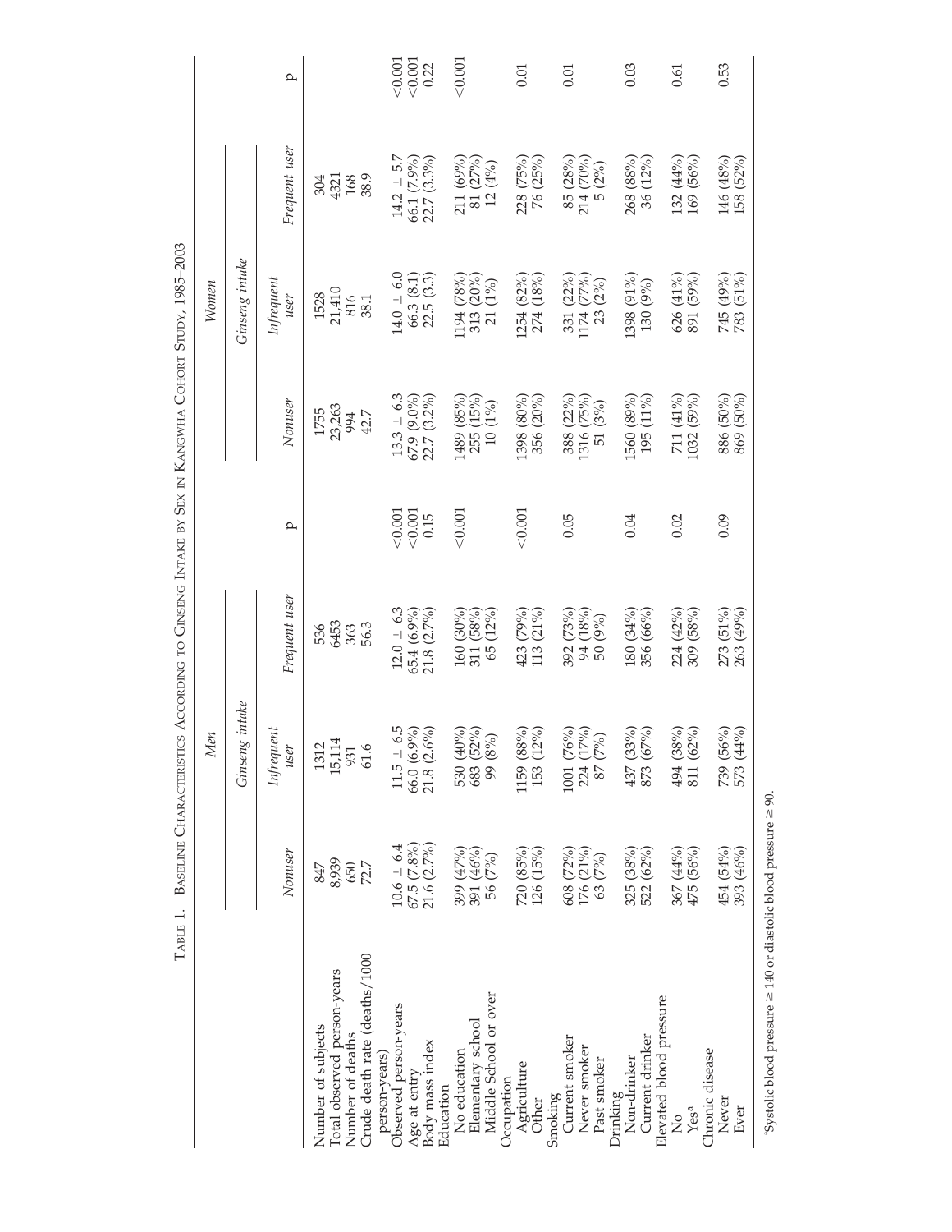TABLE 1. BASELINE CHARACTERISTICS ACCORDING TO GINSENG INTAKE BY SEX IN KANGWHA COHORT STUDY, 1985–2003

| | Men | | | | Women | | | |
|---|---|---|---|---|---|---|---|---|
| | Ginseng intake | | | | Ginseng intake | | | |
| | *Nonuser* | *Infrequent user* | *Frequent user* | P | *Nonuser* | *Infrequent user* | *Frequent user* | P |
| Number of subjects | 847 | 1312 | 536 | | 1755 | 1528 | 304 | |
| Total observed person-years | 8,939 | 15,114 | 6453 | | 23,263 | 21,410 | 4321 | |
| Number of deaths | 650 | 931 | 363 | | 994 | 816 | 168 | |
| Crude death rate (deaths/1000 person-years) | 72.7 | 61.6 | 56.3 | | 42.7 | 38.1 | 38.9 | |
| Observed person-years | 10.6 ± 6.4 | 11.5 ± 6.5 | 12.0 ± 6.3 | <0.001 | 13.3 ± 6.3 | 14.0 ± 6.0 | 14.2 ± 5.7 | <0.001 |
| Age at entry | 67.5 (7.8%) | 66.0 (6.9%) | 65.4 (6.9%) | <0.001 | 67.9 (9.0%) | 66.3 (8.1) | 66.1 (7.9%) | <0.001 |
| Body mass index | 21.6 (2.7%) | 21.8 (2.6%) | 21.8 (2.7%) | 0.15 | 22.7 (3.2%) | 22.5 (3.3) | 22.7 (3.3%) | 0.22 |
| Education | | | | | | | | |
| No education | 399 (47%) | 530 (40%) | 160 (30%) | <0.001 | 1489 (85%) | 1194 (78%) | 211 (69%) | <0.001 |
| Elementary school | 391 (46%) | 683 (52%) | 311 (58%) | | 255 (15%) | 313 (20%) | 81 (27%) | |
| Middle School or over | 56 (7%) | 99 (8%) | 65 (12%) | | 10 (1%) | 21 (1%) | 12 (4%) | |
| Occupation | | | | | | | | |
| Agriculture | 720 (85%) | 1159 (88%) | 423 (79%) | <0.001 | 1398 (80%) | 1254 (82%) | 228 (75%) | 0.01 |
| Other | 126 (15%) | 153 (12%) | 113 (21%) | | 356 (20%) | 274 (18%) | 76 (25%) | |
| Smoking | | | | | | | | |
| Current smoker | 608 (72%) | 1001 (76%) | 392 (73%) | 0.05 | 388 (22%) | 331 (22%) | 85 (28%) | 0.01 |
| Never smoker | 176 (21%) | 224 (17%) | 94 (18%) | | 1316 (75%) | 1174 (77%) | 214 (70%) | |
| Past smoker | 63 (7%) | 87 (7%) | 50 (9%) | | 51 (3%) | 23 (2%) | 5 (2%) | |
| Drinking | | | | | | | | |
| Non-drinker | 325 (38%) | 437 (33%) | 180 (34%) | 0.04 | 1560 (89%) | 1398 (91%) | 268 (88%) | 0.03 |
| Current drinker | 522 (62%) | 873 (67%) | 356 (66%) | | 195 (11%) | 130 (9%) | 36 (12%) | |
| Elevated blood pressure | | | | | | | | |
| No | 367 (44%) | 494 (38%) | 224 (42%) | 0.02 | 711 (41%) | 626 (41%) | 132 (44%) | 0.61 |
| Yes[a] | 475 (56%) | 811 (62%) | 309 (58%) | | 1032 (59%) | 891 (59%) | 169 (56%) | |
| Chronic disease | | | | | | | | |
| Never | 454 (54%) | 739 (56%) | 273 (51%) | 0.09 | 886 (50%) | 745 (49%) | 146 (48%) | 0.53 |
| Ever | 393 (46%) | 573 (44%) | 263 (49%) | | 869 (50%) | 783 (51%) | 158 (52%) | |

[a]Systolic blood pressure ≥ 140 or diastolic blood pressure ≥ 90.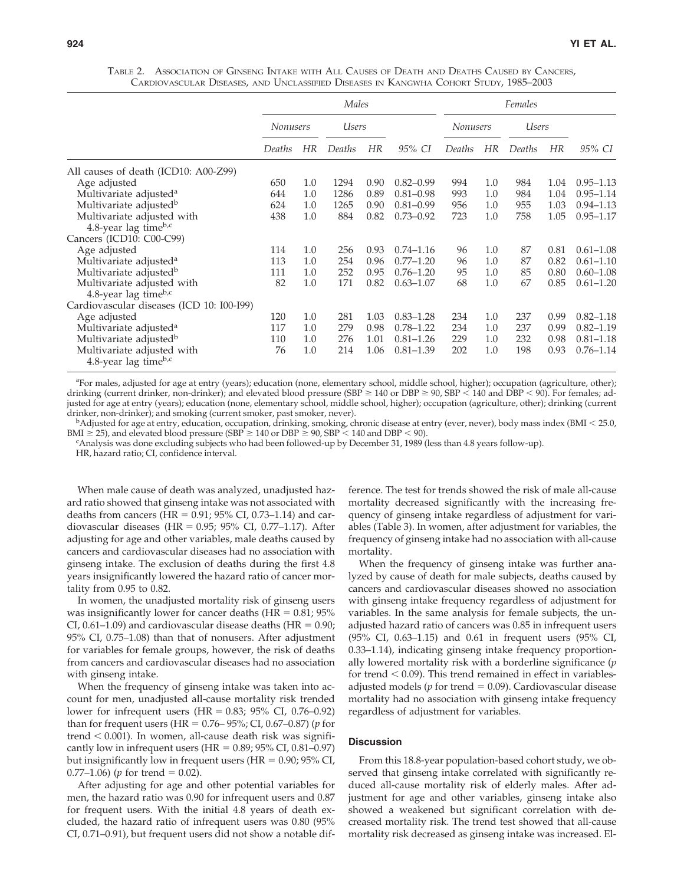Table 2. Association of Ginseng Intake with All Causes of Death and Deaths Caused by Cancers, Cardiovascular Diseases, and Unclassified Diseases in Kangwha Cohort Study, 1985–2003

| | *Males* | | | | | *Females* | | | | |
|---|---|---|---|---|---|---|---|---|---|---|
| | *Nonusers* | | *Users* | | | *Nonusers* | | *Users* | | |
| | *Deaths* | *HR* | *Deaths* | *HR* | *95% CI* | *Deaths* | *HR* | *Deaths* | *HR* | *95% CI* |
| All causes of death (ICD10: A00-Z99) | | | | | | | | | | |
| Age adjusted | 650 | 1.0 | 1294 | 0.90 | 0.82–0.99 | 994 | 1.0 | 984 | 1.04 | 0.95–1.13 |
| Multivariate adjusted[a] | 644 | 1.0 | 1286 | 0.89 | 0.81–0.98 | 993 | 1.0 | 984 | 1.04 | 0.95–1.14 |
| Multivariate adjusted[b] | 624 | 1.0 | 1265 | 0.90 | 0.81–0.99 | 956 | 1.0 | 955 | 1.03 | 0.94–1.13 |
| Multivariate adjusted with 4.8-year lag time[b,c] | 438 | 1.0 | 884 | 0.82 | 0.73–0.92 | 723 | 1.0 | 758 | 1.05 | 0.95–1.17 |
| Cancers (ICD10: C00-C99) | | | | | | | | | | |
| Age adjusted | 114 | 1.0 | 256 | 0.93 | 0.74–1.16 | 96 | 1.0 | 87 | 0.81 | 0.61–1.08 |
| Multivariate adjusted[a] | 113 | 1.0 | 254 | 0.96 | 0.77–1.20 | 96 | 1.0 | 87 | 0.82 | 0.61–1.10 |
| Multivariate adjusted[b] | 111 | 1.0 | 252 | 0.95 | 0.76–1.20 | 95 | 1.0 | 85 | 0.80 | 0.60–1.08 |
| Multivariate adjusted with 4.8-year lag time[b,c] | 82 | 1.0 | 171 | 0.82 | 0.63–1.07 | 68 | 1.0 | 67 | 0.85 | 0.61–1.20 |
| Cardiovascular diseases (ICD 10: I00-I99) | | | | | | | | | | |
| Age adjusted | 120 | 1.0 | 281 | 1.03 | 0.83–1.28 | 234 | 1.0 | 237 | 0.99 | 0.82–1.18 |
| Multivariate adjusted[a] | 117 | 1.0 | 279 | 0.98 | 0.78–1.22 | 234 | 1.0 | 237 | 0.99 | 0.82–1.19 |
| Multivariate adjusted[b] | 110 | 1.0 | 276 | 1.01 | 0.81–1.26 | 229 | 1.0 | 232 | 0.98 | 0.81–1.18 |
| Multivariate adjusted with 4.8-year lag time[b,c] | 76 | 1.0 | 214 | 1.06 | 0.81–1.39 | 202 | 1.0 | 198 | 0.93 | 0.76–1.14 |

[a]For males, adjusted for age at entry (years); education (none, elementary school, middle school, higher); occupation (agriculture, other); drinking (current drinker, non-drinker); and elevated blood pressure (SBP ≥ 140 or DBP ≥ 90, SBP < 140 and DBP < 90). For females; adjusted for age at entry (years); education (none, elementary school, middle school, higher); occupation (agriculture, other); drinking (current drinker, non-drinker); and smoking (current smoker, past smoker, never).

[b]Adjusted for age at entry, education, occupation, drinking, smoking, chronic disease at entry (ever, never), body mass index (BMI < 25.0, BMI ≥ 25), and elevated blood pressure (SBP ≥ 140 or DBP ≥ 90, SBP < 140 and DBP < 90).

[c]Analysis was done excluding subjects who had been followed-up by December 31, 1989 (less than 4.8 years follow-up).

HR, hazard ratio; CI, confidence interval.

When male cause of death was analyzed, unadjusted hazard ratio showed that ginseng intake was not associated with deaths from cancers (HR = 0.91; 95% CI, 0.73–1.14) and cardiovascular diseases (HR = 0.95; 95% CI, 0.77–1.17). After adjusting for age and other variables, male deaths caused by cancers and cardiovascular diseases had no association with ginseng intake. The exclusion of deaths during the first 4.8 years insignificantly lowered the hazard ratio of cancer mortality from 0.95 to 0.82.

In women, the unadjusted mortality risk of ginseng users was insignificantly lower for cancer deaths (HR = 0.81; 95% CI, 0.61–1.09) and cardiovascular disease deaths (HR = 0.90; 95% CI, 0.75–1.08) than that of nonusers. After adjustment for variables for female groups, however, the risk of deaths from cancers and cardiovascular diseases had no association with ginseng intake.

When the frequency of ginseng intake was taken into account for men, unadjusted all-cause mortality risk trended lower for infrequent users (HR = 0.83; 95% CI, 0.76–0.92) than for frequent users (HR = 0.76– 95%; CI, 0.67–0.87) ($p$ for trend $< 0.001$). In women, all-cause death risk was significantly low in infrequent users (HR = 0.89; 95% CI, 0.81–0.97) but insignificantly low in frequent users (HR = 0.90; 95% CI, 0.77–1.06) ($p$ for trend $= 0.02$).

After adjusting for age and other potential variables for men, the hazard ratio was 0.90 for infrequent users and 0.87 for frequent users. With the initial 4.8 years of death excluded, the hazard ratio of infrequent users was 0.80 (95% CI, 0.71–0.91), but frequent users did not show a notable difference. The test for trends showed the risk of male all-cause mortality decreased significantly with the increasing frequency of ginseng intake regardless of adjustment for variables (Table 3). In women, after adjustment for variables, the frequency of ginseng intake had no association with all-cause mortality.

When the frequency of ginseng intake was further analyzed by cause of death for male subjects, deaths caused by cancers and cardiovascular diseases showed no association with ginseng intake frequency regardless of adjustment for variables. In the same analysis for female subjects, the unadjusted hazard ratio of cancers was 0.85 in infrequent users (95% CI, 0.63–1.15) and 0.61 in frequent users (95% CI, 0.33–1.14), indicating ginseng intake frequency proportionally lowered mortality risk with a borderline significance ($p$ for trend $< 0.09$). This trend remained in effect in variables-adjusted models ($p$ for trend $= 0.09$). Cardiovascular disease mortality had no association with ginseng intake frequency regardless of adjustment for variables.

## Discussion

From this 18.8-year population-based cohort study, we observed that ginseng intake correlated with significantly reduced all-cause mortality risk of elderly males. After adjustment for age and other variables, ginseng intake also showed a weakened but significant correlation with decreased mortality risk. The trend test showed that all-cause mortality risk decreased as ginseng intake was increased. El-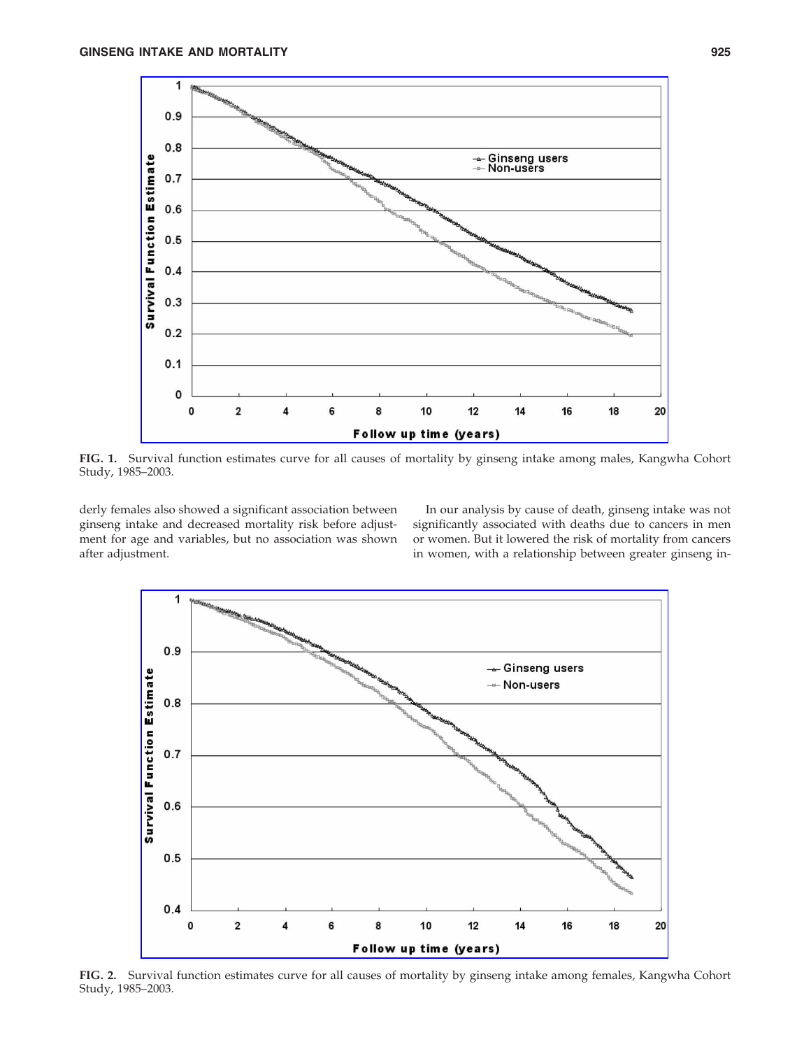FIG. 1. Survival function estimates curve for all causes of mortality by ginseng intake among males, Kangwha Cohort Study, 1985–2003.

derly females also showed a significant association between ginseng intake and decreased mortality risk before adjustment for age and variables, but no association was shown after adjustment.

In our analysis by cause of death, ginseng intake was not significantly associated with deaths due to cancers in men or women. But it lowered the risk of mortality from cancers in women, with a relationship between greater ginseng in-

FIG. 2. Survival function estimates curve for all causes of mortality by ginseng intake among females, Kangwha Cohort Study, 1985–2003.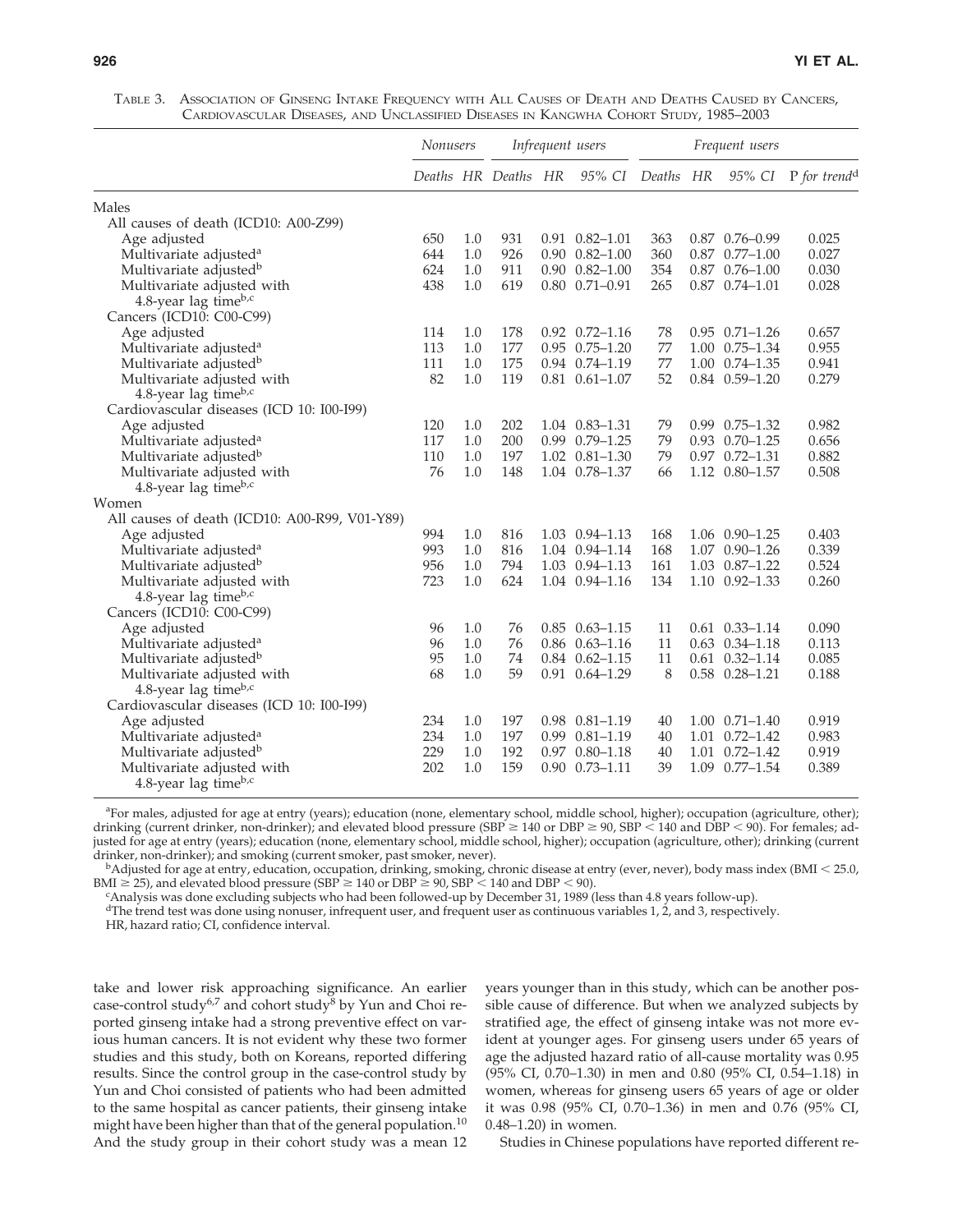Table 3. Association of Ginseng Intake Frequency with All Causes of Death and Deaths Caused by Cancers, Cardiovascular Diseases, and Unclassified Diseases in Kangwha Cohort Study, 1985–2003

| | *Nonusers* | | *Infrequent users* | | | *Frequent users* | | | |
|---|---|---|---|---|---|---|---|---|---|
| | *Deaths* | *HR* | *Deaths* | *HR* | *95% CI* | *Deaths* | *HR* | *95% CI* | *P for trend*[d] |
| Males | | | | | | | | | |
| All causes of death (ICD10: A00-Z99) | | | | | | | | | |
| Age adjusted | 650 | 1.0 | 931 | 0.91 | 0.82–1.01 | 363 | 0.87 | 0.76–0.99 | 0.025 |
| Multivariate adjusted[a] | 644 | 1.0 | 926 | 0.90 | 0.82–1.00 | 360 | 0.87 | 0.77–1.00 | 0.027 |
| Multivariate adjusted[b] | 624 | 1.0 | 911 | 0.90 | 0.82–1.00 | 354 | 0.87 | 0.76–1.00 | 0.030 |
| Multivariate adjusted with 4.8-year lag time[b,c] | 438 | 1.0 | 619 | 0.80 | 0.71–0.91 | 265 | 0.87 | 0.74–1.01 | 0.028 |
| Cancers (ICD10: C00-C99) | | | | | | | | | |
| Age adjusted | 114 | 1.0 | 178 | 0.92 | 0.72–1.16 | 78 | 0.95 | 0.71–1.26 | 0.657 |
| Multivariate adjusted[a] | 113 | 1.0 | 177 | 0.95 | 0.75–1.20 | 77 | 1.00 | 0.75–1.34 | 0.955 |
| Multivariate adjusted[b] | 111 | 1.0 | 175 | 0.94 | 0.74–1.19 | 77 | 1.00 | 0.74–1.35 | 0.941 |
| Multivariate adjusted with 4.8-year lag time[b,c] | 82 | 1.0 | 119 | 0.81 | 0.61–1.07 | 52 | 0.84 | 0.59–1.20 | 0.279 |
| Cardiovascular diseases (ICD 10: I00-I99) | | | | | | | | | |
| Age adjusted | 120 | 1.0 | 202 | 1.04 | 0.83–1.31 | 79 | 0.99 | 0.75–1.32 | 0.982 |
| Multivariate adjusted[a] | 117 | 1.0 | 200 | 0.99 | 0.79–1.25 | 79 | 0.93 | 0.70–1.25 | 0.656 |
| Multivariate adjusted[b] | 110 | 1.0 | 197 | 1.02 | 0.81–1.30 | 79 | 0.97 | 0.72–1.31 | 0.882 |
| Multivariate adjusted with 4.8-year lag time[b,c] | 76 | 1.0 | 148 | 1.04 | 0.78–1.37 | 66 | 1.12 | 0.80–1.57 | 0.508 |
| Women | | | | | | | | | |
| All causes of death (ICD10: A00-R99, V01-Y89) | | | | | | | | | |
| Age adjusted | 994 | 1.0 | 816 | 1.03 | 0.94–1.13 | 168 | 1.06 | 0.90–1.25 | 0.403 |
| Multivariate adjusted[a] | 993 | 1.0 | 816 | 1.04 | 0.94–1.14 | 168 | 1.07 | 0.90–1.26 | 0.339 |
| Multivariate adjusted[b] | 956 | 1.0 | 794 | 1.03 | 0.94–1.13 | 161 | 1.03 | 0.87–1.22 | 0.524 |
| Multivariate adjusted with 4.8-year lag time[b,c] | 723 | 1.0 | 624 | 1.04 | 0.94–1.16 | 134 | 1.10 | 0.92–1.33 | 0.260 |
| Cancers (ICD10: C00-C99) | | | | | | | | | |
| Age adjusted | 96 | 1.0 | 76 | 0.85 | 0.63–1.15 | 11 | 0.61 | 0.33–1.14 | 0.090 |
| Multivariate adjusted[a] | 96 | 1.0 | 76 | 0.86 | 0.63–1.16 | 11 | 0.63 | 0.34–1.18 | 0.113 |
| Multivariate adjusted[b] | 95 | 1.0 | 74 | 0.84 | 0.62–1.15 | 11 | 0.61 | 0.32–1.14 | 0.085 |
| Multivariate adjusted with 4.8-year lag time[b,c] | 68 | 1.0 | 59 | 0.91 | 0.64–1.29 | 8 | 0.58 | 0.28–1.21 | 0.188 |
| Cardiovascular diseases (ICD 10: I00-I99) | | | | | | | | | |
| Age adjusted | 234 | 1.0 | 197 | 0.98 | 0.81–1.19 | 40 | 1.00 | 0.71–1.40 | 0.919 |
| Multivariate adjusted[a] | 234 | 1.0 | 197 | 0.99 | 0.81–1.19 | 40 | 1.01 | 0.72–1.42 | 0.983 |
| Multivariate adjusted[b] | 229 | 1.0 | 192 | 0.97 | 0.80–1.18 | 40 | 1.01 | 0.72–1.42 | 0.919 |
| Multivariate adjusted with 4.8-year lag time[b,c] | 202 | 1.0 | 159 | 0.90 | 0.73–1.11 | 39 | 1.09 | 0.77–1.54 | 0.389 |

[a]For males, adjusted for age at entry (years); education (none, elementary school, middle school, higher); occupation (agriculture, other); drinking (current drinker, non-drinker); and elevated blood pressure (SBP ≥ 140 or DBP ≥ 90, SBP < 140 and DBP < 90). For females; adjusted for age at entry (years); education (none, elementary school, middle school, higher); occupation (agriculture, other); drinking (current drinker, non-drinker); and smoking (current smoker, past smoker, never).

[b]Adjusted for age at entry, education, occupation, drinking, smoking, chronic disease at entry (ever, never), body mass index (BMI < 25.0, BMI ≥ 25), and elevated blood pressure (SBP ≥ 140 or DBP ≥ 90, SBP < 140 and DBP < 90).

[c]Analysis was done excluding subjects who had been followed-up by December 31, 1989 (less than 4.8 years follow-up).

[d]The trend test was done using nonuser, infrequent user, and frequent user as continuous variables 1, 2, and 3, respectively.

HR, hazard ratio; CI, confidence interval.

take and lower risk approaching significance. An earlier case-control study[6,7] and cohort study[8] by Yun and Choi reported ginseng intake had a strong preventive effect on various human cancers. It is not evident why these two former studies and this study, both on Koreans, reported differing results. Since the control group in the case-control study by Yun and Choi consisted of patients who had been admitted to the same hospital as cancer patients, their ginseng intake might have been higher than that of the general population.[10] And the study group in their cohort study was a mean 12 years younger than in this study, which can be another possible cause of difference. But when we analyzed subjects by stratified age, the effect of ginseng intake was not more evident at younger ages. For ginseng users under 65 years of age the adjusted hazard ratio of all-cause mortality was 0.95 (95% CI, 0.70–1.30) in men and 0.80 (95% CI, 0.54–1.18) in women, whereas for ginseng users 65 years of age or older it was 0.98 (95% CI, 0.70–1.36) in men and 0.76 (95% CI, 0.48–1.20) in women.

Studies in Chinese populations have reported different re-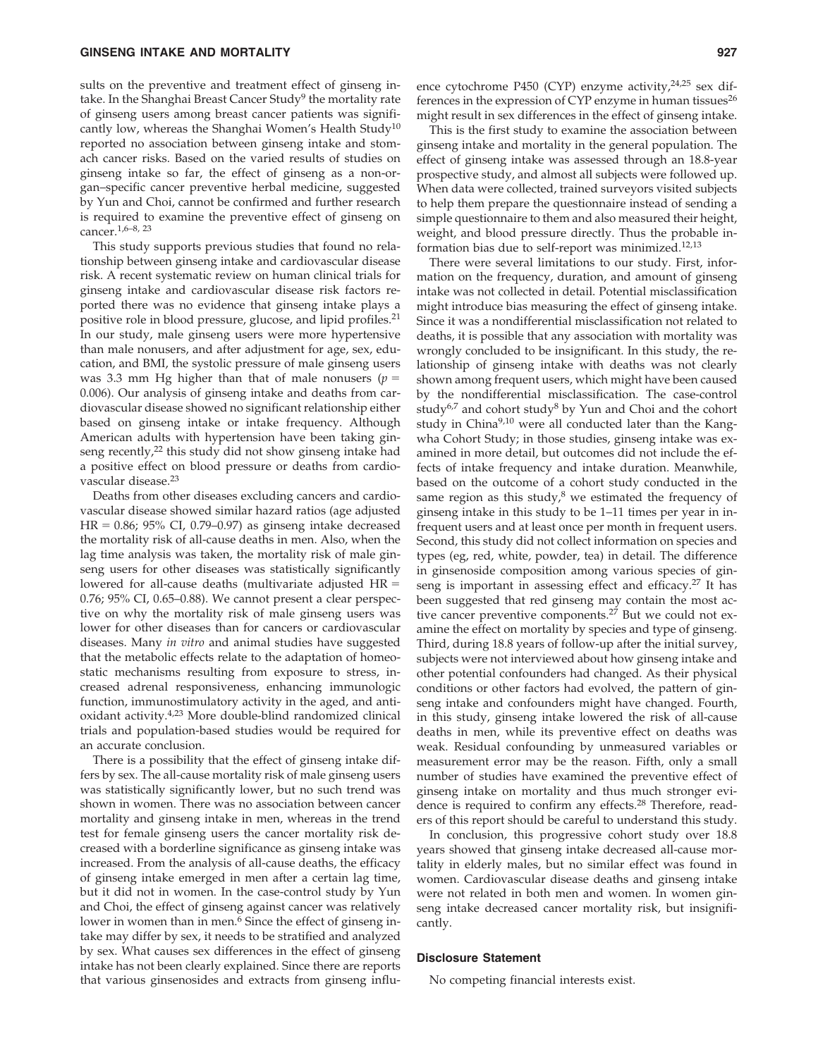sults on the preventive and treatment effect of ginseng intake. In the Shanghai Breast Cancer Study[9] the mortality rate of ginseng users among breast cancer patients was significantly low, whereas the Shanghai Women's Health Study[10] reported no association between ginseng intake and stomach cancer risks. Based on the varied results of studies on ginseng intake so far, the effect of ginseng as a non-organ–specific cancer preventive herbal medicine, suggested by Yun and Choi, cannot be confirmed and further research is required to examine the preventive effect of ginseng on cancer.[1,6–8, 23]

This study supports previous studies that found no relationship between ginseng intake and cardiovascular disease risk. A recent systematic review on human clinical trials for ginseng intake and cardiovascular disease risk factors reported there was no evidence that ginseng intake plays a positive role in blood pressure, glucose, and lipid profiles.[21] In our study, male ginseng users were more hypertensive than male nonusers, and after adjustment for age, sex, education, and BMI, the systolic pressure of male ginseng users was 3.3 mm Hg higher than that of male nonusers ($p = 0.006$). Our analysis of ginseng intake and deaths from cardiovascular disease showed no significant relationship either based on ginseng intake or intake frequency. Although American adults with hypertension have been taking ginseng recently,[22] this study did not show ginseng intake had a positive effect on blood pressure or deaths from cardiovascular disease.[23]

Deaths from other diseases excluding cancers and cardiovascular disease showed similar hazard ratios (age adjusted HR = 0.86; 95% CI, 0.79–0.97) as ginseng intake decreased the mortality risk of all-cause deaths in men. Also, when the lag time analysis was taken, the mortality risk of male ginseng users for other diseases was statistically significantly lowered for all-cause deaths (multivariate adjusted HR = 0.76; 95% CI, 0.65–0.88). We cannot present a clear perspective on why the mortality risk of male ginseng users was lower for other diseases than for cancers or cardiovascular diseases. Many *in vitro* and animal studies have suggested that the metabolic effects relate to the adaptation of homeostatic mechanisms resulting from exposure to stress, increased adrenal responsiveness, enhancing immunologic function, immunostimulatory activity in the aged, and antioxidant activity.[4,23] More double-blind randomized clinical trials and population-based studies would be required for an accurate conclusion.

There is a possibility that the effect of ginseng intake differs by sex. The all-cause mortality risk of male ginseng users was statistically significantly lower, but no such trend was shown in women. There was no association between cancer mortality and ginseng intake in men, whereas in the trend test for female ginseng users the cancer mortality risk decreased with a borderline significance as ginseng intake was increased. From the analysis of all-cause deaths, the efficacy of ginseng intake emerged in men after a certain lag time, but it did not in women. In the case-control study by Yun and Choi, the effect of ginseng against cancer was relatively lower in women than in men.[6] Since the effect of ginseng intake may differ by sex, it needs to be stratified and analyzed by sex. What causes sex differences in the effect of ginseng intake has not been clearly explained. Since there are reports that various ginsenosides and extracts from ginseng influence cytochrome P450 (CYP) enzyme activity,[24,25] sex differences in the expression of CYP enzyme in human tissues[26] might result in sex differences in the effect of ginseng intake.

This is the first study to examine the association between ginseng intake and mortality in the general population. The effect of ginseng intake was assessed through an 18.8-year prospective study, and almost all subjects were followed up. When data were collected, trained surveyors visited subjects to help them prepare the questionnaire instead of sending a simple questionnaire to them and also measured their height, weight, and blood pressure directly. Thus the probable information bias due to self-report was minimized.[12,13]

There were several limitations to our study. First, information on the frequency, duration, and amount of ginseng intake was not collected in detail. Potential misclassification might introduce bias measuring the effect of ginseng intake. Since it was a nondifferential misclassification not related to deaths, it is possible that any association with mortality was wrongly concluded to be insignificant. In this study, the relationship of ginseng intake with deaths was not clearly shown among frequent users, which might have been caused by the nondifferential misclassification. The case-control study[6,7] and cohort study[8] by Yun and Choi and the cohort study in China[9,10] were all conducted later than the Kangwha Cohort Study; in those studies, ginseng intake was examined in more detail, but outcomes did not include the effects of intake frequency and intake duration. Meanwhile, based on the outcome of a cohort study conducted in the same region as this study,[8] we estimated the frequency of ginseng intake in this study to be 1–11 times per year in infrequent users and at least once per month in frequent users. Second, this study did not collect information on species and types (eg, red, white, powder, tea) in detail. The difference in ginsenoside composition among various species of ginseng is important in assessing effect and efficacy.[27] It has been suggested that red ginseng may contain the most active cancer preventive components.[27] But we could not examine the effect on mortality by species and type of ginseng. Third, during 18.8 years of follow-up after the initial survey, subjects were not interviewed about how ginseng intake and other potential confounders had changed. As their physical conditions or other factors had evolved, the pattern of ginseng intake and confounders might have changed. Fourth, in this study, ginseng intake lowered the risk of all-cause deaths in men, while its preventive effect on deaths was weak. Residual confounding by unmeasured variables or measurement error may be the reason. Fifth, only a small number of studies have examined the preventive effect of ginseng intake on mortality and thus much stronger evidence is required to confirm any effects.[28] Therefore, readers of this report should be careful to understand this study.

In conclusion, this progressive cohort study over 18.8 years showed that ginseng intake decreased all-cause mortality in elderly males, but no similar effect was found in women. Cardiovascular disease deaths and ginseng intake were not related in both men and women. In women ginseng intake decreased cancer mortality risk, but insignificantly.

## Disclosure Statement

No competing financial interests exist.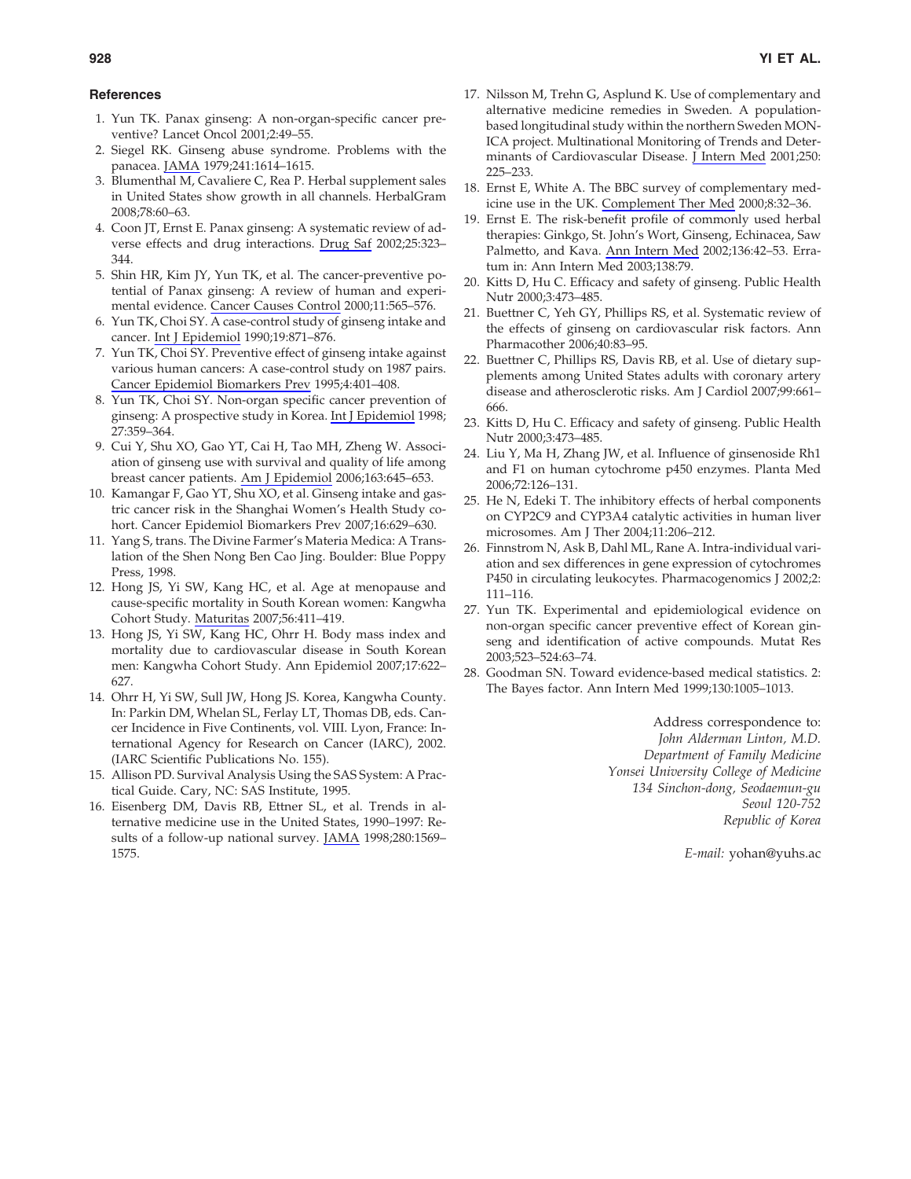## References

1. Yun TK. Panax ginseng: A non-organ-specific cancer preventive? Lancet Oncol 2001;2:49–55.
2. Siegel RK. Ginseng abuse syndrome. Problems with the panacea. JAMA 1979;241:1614–1615.
3. Blumenthal M, Cavaliere C, Rea P. Herbal supplement sales in United States show growth in all channels. HerbalGram 2008;78:60–63.
4. Coon JT, Ernst E. Panax ginseng: A systematic review of adverse effects and drug interactions. Drug Saf 2002;25:323–344.
5. Shin HR, Kim JY, Yun TK, et al. The cancer-preventive potential of Panax ginseng: A review of human and experimental evidence. Cancer Causes Control 2000;11:565–576.
6. Yun TK, Choi SY. A case-control study of ginseng intake and cancer. Int J Epidemiol 1990;19:871–876.
7. Yun TK, Choi SY. Preventive effect of ginseng intake against various human cancers: A case-control study on 1987 pairs. Cancer Epidemiol Biomarkers Prev 1995;4:401–408.
8. Yun TK, Choi SY. Non-organ specific cancer prevention of ginseng: A prospective study in Korea. Int J Epidemiol 1998; 27:359–364.
9. Cui Y, Shu XO, Gao YT, Cai H, Tao MH, Zheng W. Association of ginseng use with survival and quality of life among breast cancer patients. Am J Epidemiol 2006;163:645–653.
10. Kamangar F, Gao YT, Shu XO, et al. Ginseng intake and gastric cancer risk in the Shanghai Women's Health Study cohort. Cancer Epidemiol Biomarkers Prev 2007;16:629–630.
11. Yang S, trans. The Divine Farmer's Materia Medica: A Translation of the Shen Nong Ben Cao Jing. Boulder: Blue Poppy Press, 1998.
12. Hong JS, Yi SW, Kang HC, et al. Age at menopause and cause-specific mortality in South Korean women: Kangwha Cohort Study. Maturitas 2007;56:411–419.
13. Hong JS, Yi SW, Kang HC, Ohrr H. Body mass index and mortality due to cardiovascular disease in South Korean men: Kangwha Cohort Study. Ann Epidemiol 2007;17:622–627.
14. Ohrr H, Yi SW, Sull JW, Hong JS. Korea, Kangwha County. In: Parkin DM, Whelan SL, Ferlay LT, Thomas DB, eds. Cancer Incidence in Five Continents, vol. VIII. Lyon, France: International Agency for Research on Cancer (IARC), 2002. (IARC Scientific Publications No. 155).
15. Allison PD. Survival Analysis Using the SAS System: A Practical Guide. Cary, NC: SAS Institute, 1995.
16. Eisenberg DM, Davis RB, Ettner SL, et al. Trends in alternative medicine use in the United States, 1990–1997: Results of a follow-up national survey. JAMA 1998;280:1569–1575.
17. Nilsson M, Trehn G, Asplund K. Use of complementary and alternative medicine remedies in Sweden. A population-based longitudinal study within the northern Sweden MONICA project. Multinational Monitoring of Trends and Determinants of Cardiovascular Disease. J Intern Med 2001;250: 225–233.
18. Ernst E, White A. The BBC survey of complementary medicine use in the UK. Complement Ther Med 2000;8:32–36.
19. Ernst E. The risk-benefit profile of commonly used herbal therapies: Ginkgo, St. John's Wort, Ginseng, Echinacea, Saw Palmetto, and Kava. Ann Intern Med 2002;136:42–53. Erratum in: Ann Intern Med 2003;138:79.
20. Kitts D, Hu C. Efficacy and safety of ginseng. Public Health Nutr 2000;3:473–485.
21. Buettner C, Yeh GY, Phillips RS, et al. Systematic review of the effects of ginseng on cardiovascular risk factors. Ann Pharmacother 2006;40:83–95.
22. Buettner C, Phillips RS, Davis RB, et al. Use of dietary supplements among United States adults with coronary artery disease and atherosclerotic risks. Am J Cardiol 2007;99:661–666.
23. Kitts D, Hu C. Efficacy and safety of ginseng. Public Health Nutr 2000;3:473–485.
24. Liu Y, Ma H, Zhang JW, et al. Influence of ginsenoside Rh1 and F1 on human cytochrome p450 enzymes. Planta Med 2006;72:126–131.
25. He N, Edeki T. The inhibitory effects of herbal components on CYP2C9 and CYP3A4 catalytic activities in human liver microsomes. Am J Ther 2004;11:206–212.
26. Finnstrom N, Ask B, Dahl ML, Rane A. Intra-individual variation and sex differences in gene expression of cytochromes P450 in circulating leukocytes. Pharmacogenomics J 2002;2: 111–116.
27. Yun TK. Experimental and epidemiological evidence on non-organ specific cancer preventive effect of Korean ginseng and identification of active compounds. Mutat Res 2003;523–524:63–74.
28. Goodman SN. Toward evidence-based medical statistics. 2: The Bayes factor. Ann Intern Med 1999;130:1005–1013.

Address correspondence to:
*John Alderman Linton, M.D.*
*Department of Family Medicine*
*Yonsei University College of Medicine*
*134 Sinchon-dong, Seodaemun-gu*
*Seoul 120-752*
*Republic of Korea*

*E-mail:* yohan@yuhs.ac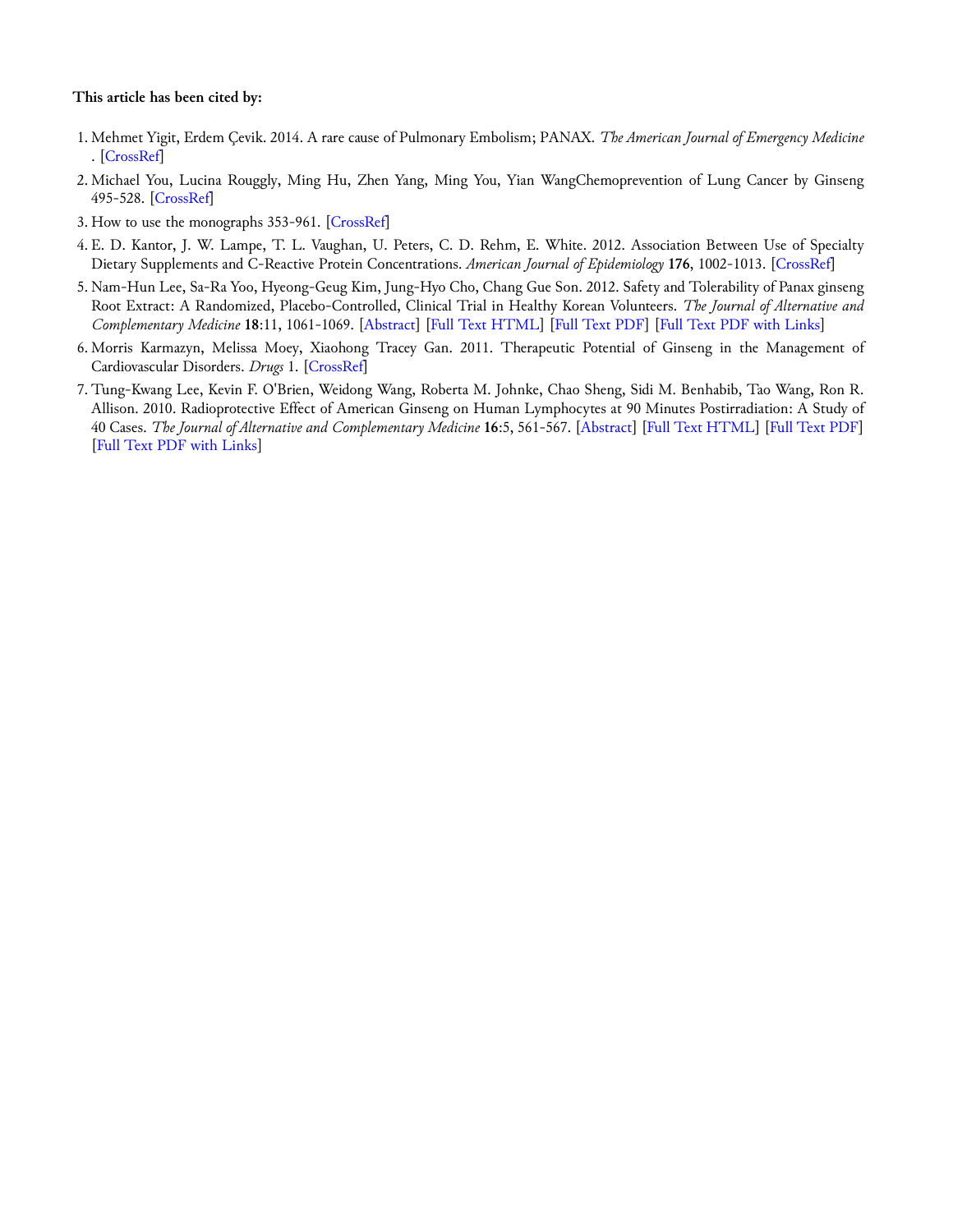**This article has been cited by:**

1. Mehmet Yigit, Erdem Çevik. 2014. A rare cause of Pulmonary Embolism; PANAX. *The American Journal of Emergency Medicine* . [CrossRef]
2. Michael You, Lucina Rouggly, Ming Hu, Zhen Yang, Ming You, Yian WangChemoprevention of Lung Cancer by Ginseng 495-528. [CrossRef]
3. How to use the monographs 353-961. [CrossRef]
4. E. D. Kantor, J. W. Lampe, T. L. Vaughan, U. Peters, C. D. Rehm, E. White. 2012. Association Between Use of Specialty Dietary Supplements and C-Reactive Protein Concentrations. *American Journal of Epidemiology* **176**, 1002-1013. [CrossRef]
5. Nam-Hun Lee, Sa-Ra Yoo, Hyeong-Geug Kim, Jung-Hyo Cho, Chang Gue Son. 2012. Safety and Tolerability of Panax ginseng Root Extract: A Randomized, Placebo-Controlled, Clinical Trial in Healthy Korean Volunteers. *The Journal of Alternative and Complementary Medicine* **18**:11, 1061-1069. [Abstract] [Full Text HTML] [Full Text PDF] [Full Text PDF with Links]
6. Morris Karmazyn, Melissa Moey, Xiaohong Tracey Gan. 2011. Therapeutic Potential of Ginseng in the Management of Cardiovascular Disorders. *Drugs* 1. [CrossRef]
7. Tung-Kwang Lee, Kevin F. O'Brien, Weidong Wang, Roberta M. Johnke, Chao Sheng, Sidi M. Benhabib, Tao Wang, Ron R. Allison. 2010. Radioprotective Effect of American Ginseng on Human Lymphocytes at 90 Minutes Postirradiation: A Study of 40 Cases. *The Journal of Alternative and Complementary Medicine* **16**:5, 561-567. [Abstract] [Full Text HTML] [Full Text PDF] [Full Text PDF with Links]